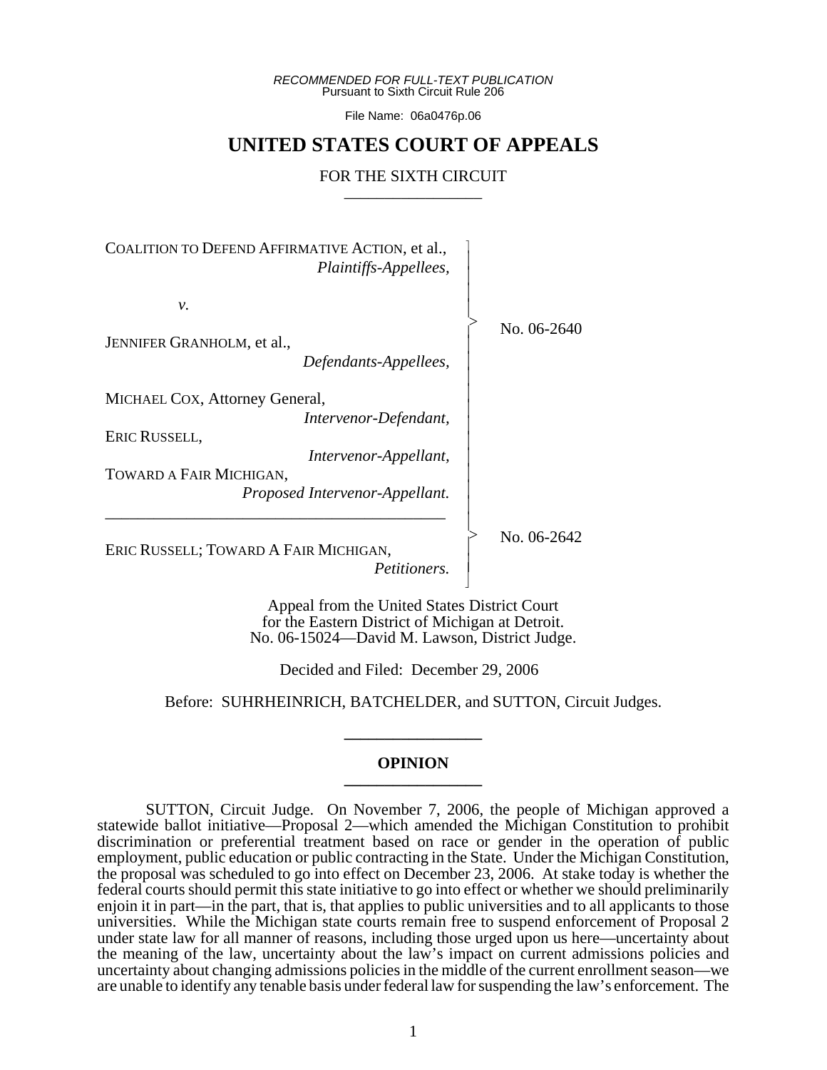*RECOMMENDED FOR FULL-TEXT PUBLICATION*
Pursuant to Sixth Circuit Rule 206

File Name: 06a0476p.06

# UNITED STATES COURT OF APPEALS

FOR THE SIXTH CIRCUIT

COALITION TO DEFEND AFFIRMATIVE ACTION, et al.,
*Plaintiffs-Appellees,*

*v.*

JENNIFER GRANHOLM, et al.,
*Defendants-Appellees,*

MICHAEL COX, Attorney General,
*Intervenor-Defendant,*

ERIC RUSSELL,
*Intervenor-Appellant,*

TOWARD A FAIR MICHIGAN,
*Proposed Intervenor-Appellant.*

No. 06-2640

---

ERIC RUSSELL; TOWARD A FAIR MICHIGAN,
*Petitioners.*

No. 06-2642

Appeal from the United States District Court
for the Eastern District of Michigan at Detroit.
No. 06-15024—David M. Lawson, District Judge.

Decided and Filed: December 29, 2006

Before: SUHRHEINRICH, BATCHELDER, and SUTTON, Circuit Judges.

## OPINION

SUTTON, Circuit Judge. On November 7, 2006, the people of Michigan approved a statewide ballot initiative—Proposal 2—which amended the Michigan Constitution to prohibit discrimination or preferential treatment based on race or gender in the operation of public employment, public education or public contracting in the State. Under the Michigan Constitution, the proposal was scheduled to go into effect on December 23, 2006. At stake today is whether the federal courts should permit this state initiative to go into effect or whether we should preliminarily enjoin it in part—in the part, that is, that applies to public universities and to all applicants to those universities. While the Michigan state courts remain free to suspend enforcement of Proposal 2 under state law for all manner of reasons, including those urged upon us here—uncertainty about the meaning of the law, uncertainty about the law's impact on current admissions policies and uncertainty about changing admissions policies in the middle of the current enrollment season—we are unable to identify any tenable basis under federal law for suspending the law's enforcement. The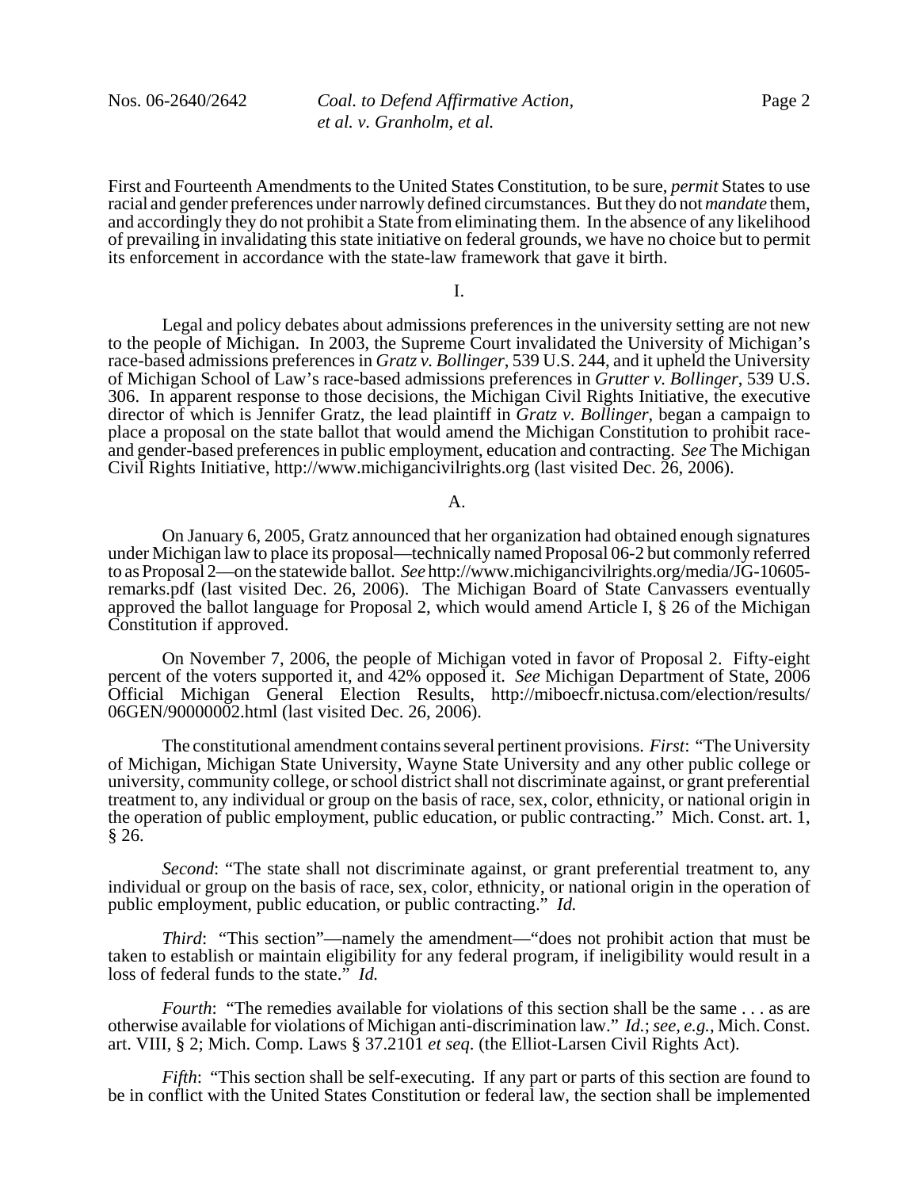First and Fourteenth Amendments to the United States Constitution, to be sure, *permit* States to use racial and gender preferences under narrowly defined circumstances. But they do not *mandate* them, and accordingly they do not prohibit a State from eliminating them. In the absence of any likelihood of prevailing in invalidating this state initiative on federal grounds, we have no choice but to permit its enforcement in accordance with the state-law framework that gave it birth.

I.

Legal and policy debates about admissions preferences in the university setting are not new to the people of Michigan. In 2003, the Supreme Court invalidated the University of Michigan's race-based admissions preferences in *Gratz v. Bollinger*, 539 U.S. 244, and it upheld the University of Michigan School of Law's race-based admissions preferences in *Grutter v. Bollinger*, 539 U.S. 306. In apparent response to those decisions, the Michigan Civil Rights Initiative, the executive director of which is Jennifer Gratz, the lead plaintiff in *Gratz v. Bollinger*, began a campaign to place a proposal on the state ballot that would amend the Michigan Constitution to prohibit race- and gender-based preferences in public employment, education and contracting. *See* The Michigan Civil Rights Initiative, http://www.michigancivilrights.org (last visited Dec. 26, 2006).

A.

On January 6, 2005, Gratz announced that her organization had obtained enough signatures under Michigan law to place its proposal—technically named Proposal 06-2 but commonly referred to as Proposal 2—on the statewide ballot. *See* http://www.michigancivilrights.org/media/JG-10605-remarks.pdf (last visited Dec. 26, 2006). The Michigan Board of State Canvassers eventually approved the ballot language for Proposal 2, which would amend Article I, § 26 of the Michigan Constitution if approved.

On November 7, 2006, the people of Michigan voted in favor of Proposal 2. Fifty-eight percent of the voters supported it, and 42% opposed it. *See* Michigan Department of State, 2006 Official Michigan General Election Results, http://miboecfr.nictusa.com/election/results/06GEN/90000002.html (last visited Dec. 26, 2006).

The constitutional amendment contains several pertinent provisions. *First*: "The University of Michigan, Michigan State University, Wayne State University and any other public college or university, community college, or school district shall not discriminate against, or grant preferential treatment to, any individual or group on the basis of race, sex, color, ethnicity, or national origin in the operation of public employment, public education, or public contracting." Mich. Const. art. 1, § 26.

*Second*: "The state shall not discriminate against, or grant preferential treatment to, any individual or group on the basis of race, sex, color, ethnicity, or national origin in the operation of public employment, public education, or public contracting." *Id.*

*Third*: "This section"—namely the amendment—"does not prohibit action that must be taken to establish or maintain eligibility for any federal program, if ineligibility would result in a loss of federal funds to the state." *Id.*

*Fourth*: "The remedies available for violations of this section shall be the same . . . as are otherwise available for violations of Michigan anti-discrimination law." *Id.*; *see, e.g.*, Mich. Const. art. VIII, § 2; Mich. Comp. Laws § 37.2101 *et seq.* (the Elliot-Larsen Civil Rights Act).

*Fifth*: "This section shall be self-executing. If any part or parts of this section are found to be in conflict with the United States Constitution or federal law, the section shall be implemented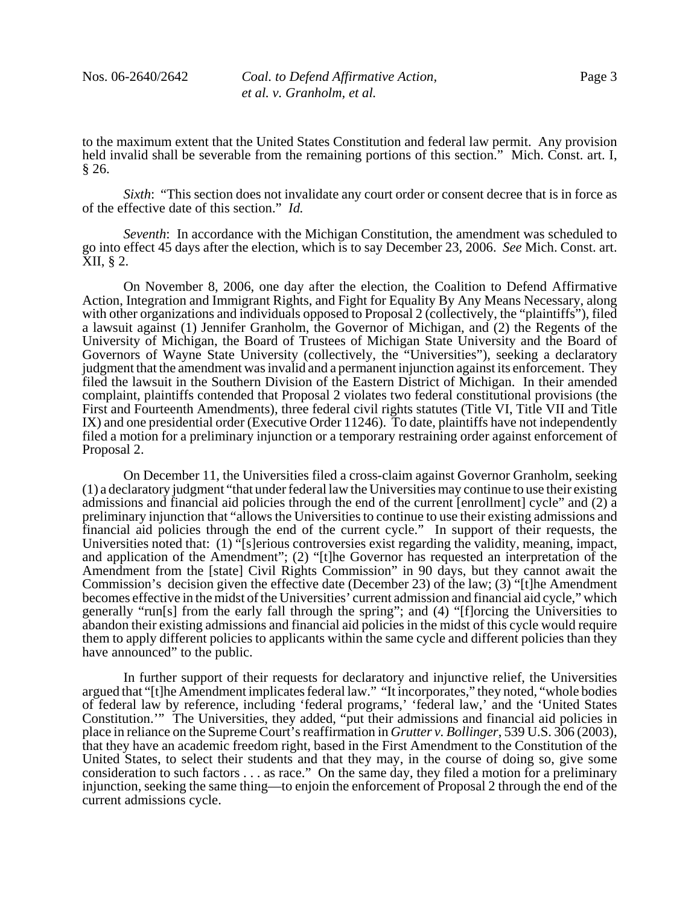to the maximum extent that the United States Constitution and federal law permit. Any provision held invalid shall be severable from the remaining portions of this section." Mich. Const. art. I, § 26.

*Sixth*: "This section does not invalidate any court order or consent decree that is in force as of the effective date of this section." *Id.*

*Seventh*: In accordance with the Michigan Constitution, the amendment was scheduled to go into effect 45 days after the election, which is to say December 23, 2006. *See* Mich. Const. art. XII, § 2.

On November 8, 2006, one day after the election, the Coalition to Defend Affirmative Action, Integration and Immigrant Rights, and Fight for Equality By Any Means Necessary, along with other organizations and individuals opposed to Proposal 2 (collectively, the "plaintiffs"), filed a lawsuit against (1) Jennifer Granholm, the Governor of Michigan, and (2) the Regents of the University of Michigan, the Board of Trustees of Michigan State University and the Board of Governors of Wayne State University (collectively, the "Universities"), seeking a declaratory judgment that the amendment was invalid and a permanent injunction against its enforcement. They filed the lawsuit in the Southern Division of the Eastern District of Michigan. In their amended complaint, plaintiffs contended that Proposal 2 violates two federal constitutional provisions (the First and Fourteenth Amendments), three federal civil rights statutes (Title VI, Title VII and Title IX) and one presidential order (Executive Order 11246). To date, plaintiffs have not independently filed a motion for a preliminary injunction or a temporary restraining order against enforcement of Proposal 2.

On December 11, the Universities filed a cross-claim against Governor Granholm, seeking (1) a declaratory judgment "that under federal law the Universities may continue to use their existing admissions and financial aid policies through the end of the current [enrollment] cycle" and (2) a preliminary injunction that "allows the Universities to continue to use their existing admissions and financial aid policies through the end of the current cycle." In support of their requests, the Universities noted that: (1) "[s]erious controversies exist regarding the validity, meaning, impact, and application of the Amendment"; (2) "[t]he Governor has requested an interpretation of the Amendment from the [state] Civil Rights Commission" in 90 days, but they cannot await the Commission's decision given the effective date (December 23) of the law; (3) "[t]he Amendment becomes effective in the midst of the Universities' current admission and financial aid cycle," which generally "run[s] from the early fall through the spring"; and (4) "[f]orcing the Universities to abandon their existing admissions and financial aid policies in the midst of this cycle would require them to apply different policies to applicants within the same cycle and different policies than they have announced" to the public.

In further support of their requests for declaratory and injunctive relief, the Universities argued that "[t]he Amendment implicates federal law." "It incorporates," they noted, "whole bodies of federal law by reference, including 'federal programs,' 'federal law,' and the 'United States Constitution.'" The Universities, they added, "put their admissions and financial aid policies in place in reliance on the Supreme Court's reaffirmation in *Grutter v. Bollinger*, 539 U.S. 306 (2003), that they have an academic freedom right, based in the First Amendment to the Constitution of the United States, to select their students and that they may, in the course of doing so, give some consideration to such factors . . . as race." On the same day, they filed a motion for a preliminary injunction, seeking the same thing—to enjoin the enforcement of Proposal 2 through the end of the current admissions cycle.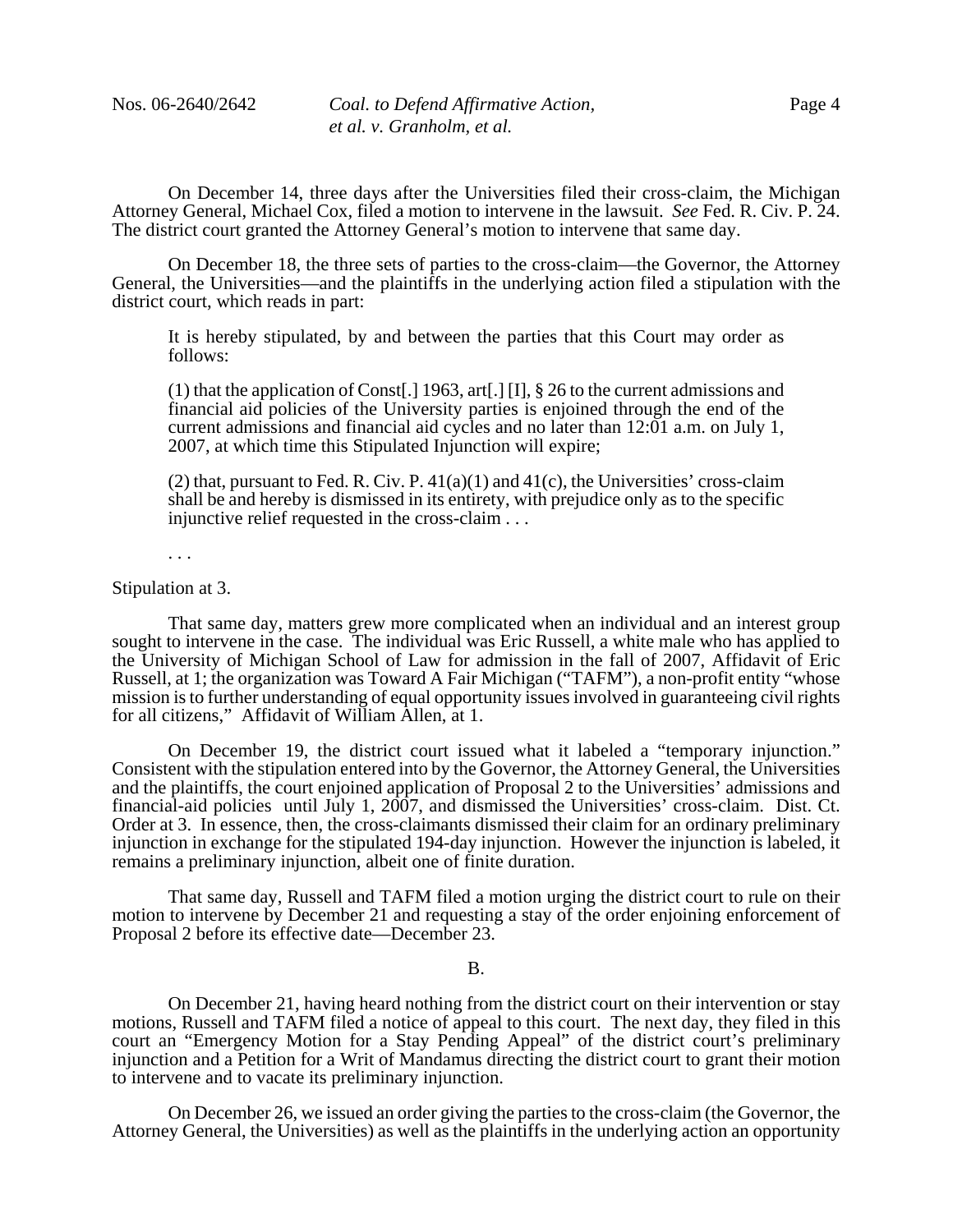On December 14, three days after the Universities filed their cross-claim, the Michigan Attorney General, Michael Cox, filed a motion to intervene in the lawsuit. *See* Fed. R. Civ. P. 24. The district court granted the Attorney General's motion to intervene that same day.

On December 18, the three sets of parties to the cross-claim—the Governor, the Attorney General, the Universities—and the plaintiffs in the underlying action filed a stipulation with the district court, which reads in part:

> It is hereby stipulated, by and between the parties that this Court may order as follows:
>
> (1) that the application of Const[.] 1963, art[.] [I], § 26 to the current admissions and financial aid policies of the University parties is enjoined through the end of the current admissions and financial aid cycles and no later than 12:01 a.m. on July 1, 2007, at which time this Stipulated Injunction will expire;
>
> (2) that, pursuant to Fed. R. Civ. P. 41(a)(1) and 41(c), the Universities' cross-claim shall be and hereby is dismissed in its entirety, with prejudice only as to the specific injunctive relief requested in the cross-claim . . .
>
> . . .

Stipulation at 3.

That same day, matters grew more complicated when an individual and an interest group sought to intervene in the case. The individual was Eric Russell, a white male who has applied to the University of Michigan School of Law for admission in the fall of 2007, Affidavit of Eric Russell, at 1; the organization was Toward A Fair Michigan ("TAFM"), a non-profit entity "whose mission is to further understanding of equal opportunity issues involved in guaranteeing civil rights for all citizens," Affidavit of William Allen, at 1.

On December 19, the district court issued what it labeled a "temporary injunction." Consistent with the stipulation entered into by the Governor, the Attorney General, the Universities and the plaintiffs, the court enjoined application of Proposal 2 to the Universities' admissions and financial-aid policies until July 1, 2007, and dismissed the Universities' cross-claim. Dist. Ct. Order at 3. In essence, then, the cross-claimants dismissed their claim for an ordinary preliminary injunction in exchange for the stipulated 194-day injunction. However the injunction is labeled, it remains a preliminary injunction, albeit one of finite duration.

That same day, Russell and TAFM filed a motion urging the district court to rule on their motion to intervene by December 21 and requesting a stay of the order enjoining enforcement of Proposal 2 before its effective date—December 23.

B.

On December 21, having heard nothing from the district court on their intervention or stay motions, Russell and TAFM filed a notice of appeal to this court. The next day, they filed in this court an "Emergency Motion for a Stay Pending Appeal" of the district court's preliminary injunction and a Petition for a Writ of Mandamus directing the district court to grant their motion to intervene and to vacate its preliminary injunction.

On December 26, we issued an order giving the parties to the cross-claim (the Governor, the Attorney General, the Universities) as well as the plaintiffs in the underlying action an opportunity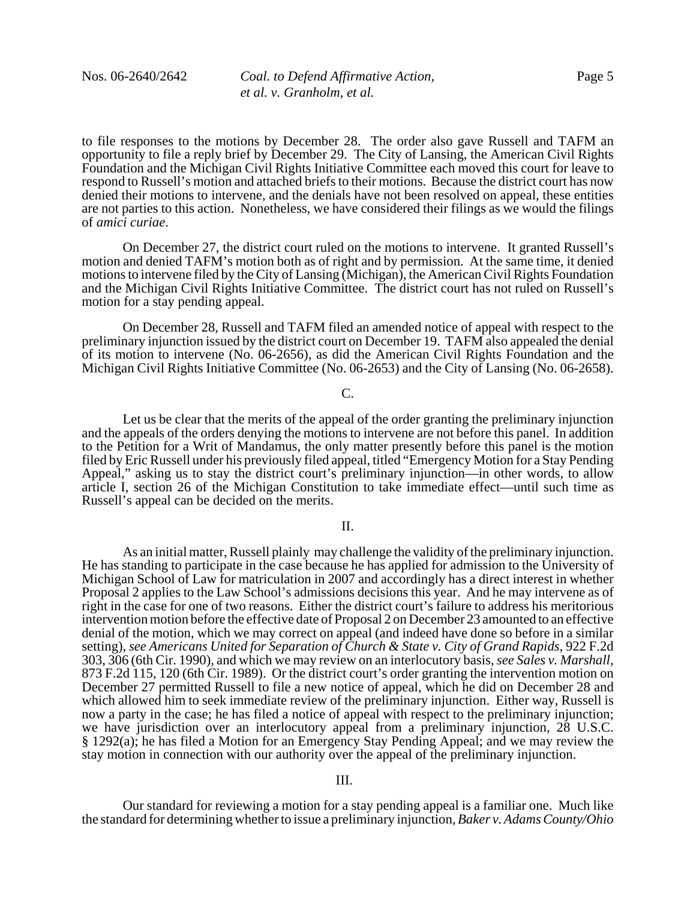to file responses to the motions by December 28. The order also gave Russell and TAFM an opportunity to file a reply brief by December 29. The City of Lansing, the American Civil Rights Foundation and the Michigan Civil Rights Initiative Committee each moved this court for leave to respond to Russell's motion and attached briefs to their motions. Because the district court has now denied their motions to intervene, and the denials have not been resolved on appeal, these entities are not parties to this action. Nonetheless, we have considered their filings as we would the filings of *amici curiae*.

On December 27, the district court ruled on the motions to intervene. It granted Russell's motion and denied TAFM's motion both as of right and by permission. At the same time, it denied motions to intervene filed by the City of Lansing (Michigan), the American Civil Rights Foundation and the Michigan Civil Rights Initiative Committee. The district court has not ruled on Russell's motion for a stay pending appeal.

On December 28, Russell and TAFM filed an amended notice of appeal with respect to the preliminary injunction issued by the district court on December 19. TAFM also appealed the denial of its motion to intervene (No. 06-2656), as did the American Civil Rights Foundation and the Michigan Civil Rights Initiative Committee (No. 06-2653) and the City of Lansing (No. 06-2658).

C.

Let us be clear that the merits of the appeal of the order granting the preliminary injunction and the appeals of the orders denying the motions to intervene are not before this panel. In addition to the Petition for a Writ of Mandamus, the only matter presently before this panel is the motion filed by Eric Russell under his previously filed appeal, titled "Emergency Motion for a Stay Pending Appeal," asking us to stay the district court's preliminary injunction—in other words, to allow article I, section 26 of the Michigan Constitution to take immediate effect—until such time as Russell's appeal can be decided on the merits.

II.

As an initial matter, Russell plainly may challenge the validity of the preliminary injunction. He has standing to participate in the case because he has applied for admission to the University of Michigan School of Law for matriculation in 2007 and accordingly has a direct interest in whether Proposal 2 applies to the Law School's admissions decisions this year. And he may intervene as of right in the case for one of two reasons. Either the district court's failure to address his meritorious intervention motion before the effective date of Proposal 2 on December 23 amounted to an effective denial of the motion, which we may correct on appeal (and indeed have done so before in a similar setting), *see Americans United for Separation of Church & State v. City of Grand Rapids*, 922 F.2d 303, 306 (6th Cir. 1990), and which we may review on an interlocutory basis, *see Sales v. Marshall*, 873 F.2d 115, 120 (6th Cir. 1989). Or the district court's order granting the intervention motion on December 27 permitted Russell to file a new notice of appeal, which he did on December 28 and which allowed him to seek immediate review of the preliminary injunction. Either way, Russell is now a party in the case; he has filed a notice of appeal with respect to the preliminary injunction; we have jurisdiction over an interlocutory appeal from a preliminary injunction, 28 U.S.C. § 1292(a); he has filed a Motion for an Emergency Stay Pending Appeal; and we may review the stay motion in connection with our authority over the appeal of the preliminary injunction.

III.

Our standard for reviewing a motion for a stay pending appeal is a familiar one. Much like the standard for determining whether to issue a preliminary injunction, *Baker v. Adams County/Ohio*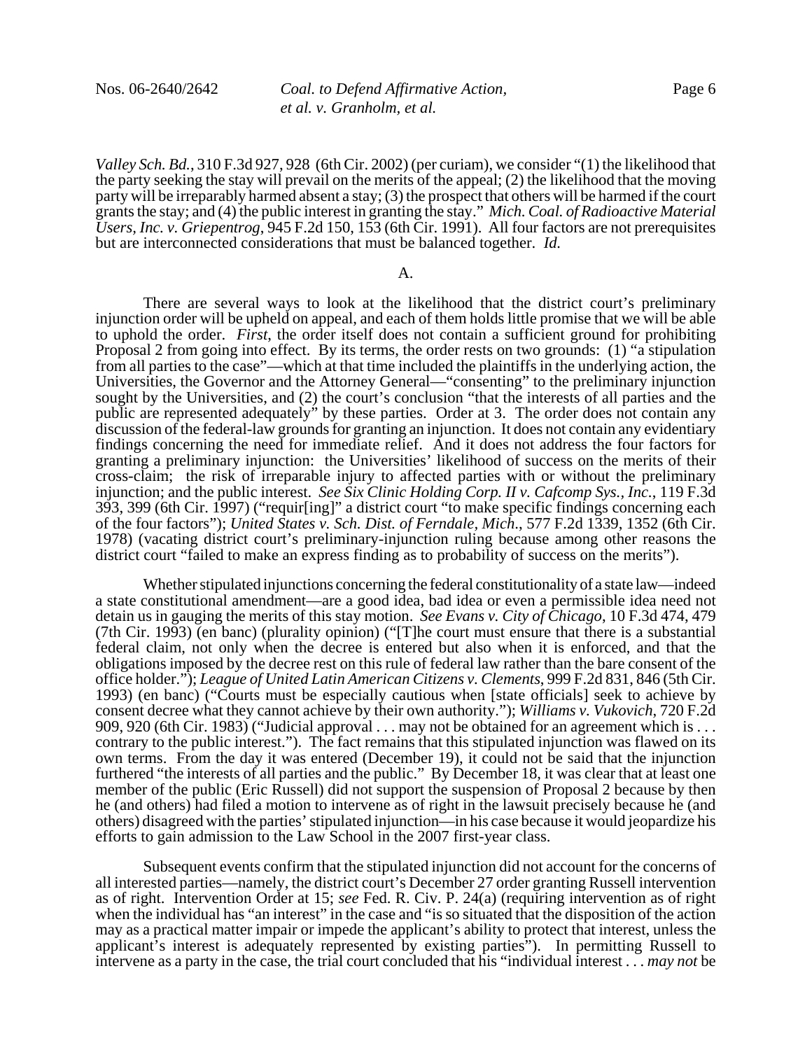*Valley Sch. Bd.*, 310 F.3d 927, 928 (6th Cir. 2002) (per curiam), we consider "(1) the likelihood that the party seeking the stay will prevail on the merits of the appeal; (2) the likelihood that the moving party will be irreparably harmed absent a stay; (3) the prospect that others will be harmed if the court grants the stay; and (4) the public interest in granting the stay." *Mich. Coal. of Radioactive Material Users, Inc. v. Griepentrog*, 945 F.2d 150, 153 (6th Cir. 1991). All four factors are not prerequisites but are interconnected considerations that must be balanced together. *Id.*

A.

There are several ways to look at the likelihood that the district court's preliminary injunction order will be upheld on appeal, and each of them holds little promise that we will be able to uphold the order. *First*, the order itself does not contain a sufficient ground for prohibiting Proposal 2 from going into effect. By its terms, the order rests on two grounds: (1) "a stipulation from all parties to the case"—which at that time included the plaintiffs in the underlying action, the Universities, the Governor and the Attorney General—"consenting" to the preliminary injunction sought by the Universities, and (2) the court's conclusion "that the interests of all parties and the public are represented adequately" by these parties. Order at 3. The order does not contain any discussion of the federal-law grounds for granting an injunction. It does not contain any evidentiary findings concerning the need for immediate relief. And it does not address the four factors for granting a preliminary injunction: the Universities' likelihood of success on the merits of their cross-claim; the risk of irreparable injury to affected parties with or without the preliminary injunction; and the public interest. *See Six Clinic Holding Corp. II v. Cafcomp Sys., Inc.*, 119 F.3d 393, 399 (6th Cir. 1997) ("requir[ing]" a district court "to make specific findings concerning each of the four factors"); *United States v. Sch. Dist. of Ferndale, Mich.*, 577 F.2d 1339, 1352 (6th Cir. 1978) (vacating district court's preliminary-injunction ruling because among other reasons the district court "failed to make an express finding as to probability of success on the merits").

Whether stipulated injunctions concerning the federal constitutionality of a state law—indeed a state constitutional amendment—are a good idea, bad idea or even a permissible idea need not detain us in gauging the merits of this stay motion. *See Evans v. City of Chicago*, 10 F.3d 474, 479 (7th Cir. 1993) (en banc) (plurality opinion) ("[T]he court must ensure that there is a substantial federal claim, not only when the decree is entered but also when it is enforced, and that the obligations imposed by the decree rest on this rule of federal law rather than the bare consent of the office holder."); *League of United Latin American Citizens v. Clements*, 999 F.2d 831, 846 (5th Cir. 1993) (en banc) ("Courts must be especially cautious when [state officials] seek to achieve by consent decree what they cannot achieve by their own authority."); *Williams v. Vukovich*, 720 F.2d 909, 920 (6th Cir. 1983) ("Judicial approval . . . may not be obtained for an agreement which is . . . contrary to the public interest."). The fact remains that this stipulated injunction was flawed on its own terms. From the day it was entered (December 19), it could not be said that the injunction furthered "the interests of all parties and the public." By December 18, it was clear that at least one member of the public (Eric Russell) did not support the suspension of Proposal 2 because by then he (and others) had filed a motion to intervene as of right in the lawsuit precisely because he (and others) disagreed with the parties' stipulated injunction—in his case because it would jeopardize his efforts to gain admission to the Law School in the 2007 first-year class.

Subsequent events confirm that the stipulated injunction did not account for the concerns of all interested parties—namely, the district court's December 27 order granting Russell intervention as of right. Intervention Order at 15; *see* Fed. R. Civ. P. 24(a) (requiring intervention as of right when the individual has "an interest" in the case and "is so situated that the disposition of the action may as a practical matter impair or impede the applicant's ability to protect that interest, unless the applicant's interest is adequately represented by existing parties"). In permitting Russell to intervene as a party in the case, the trial court concluded that his "individual interest . . . *may not* be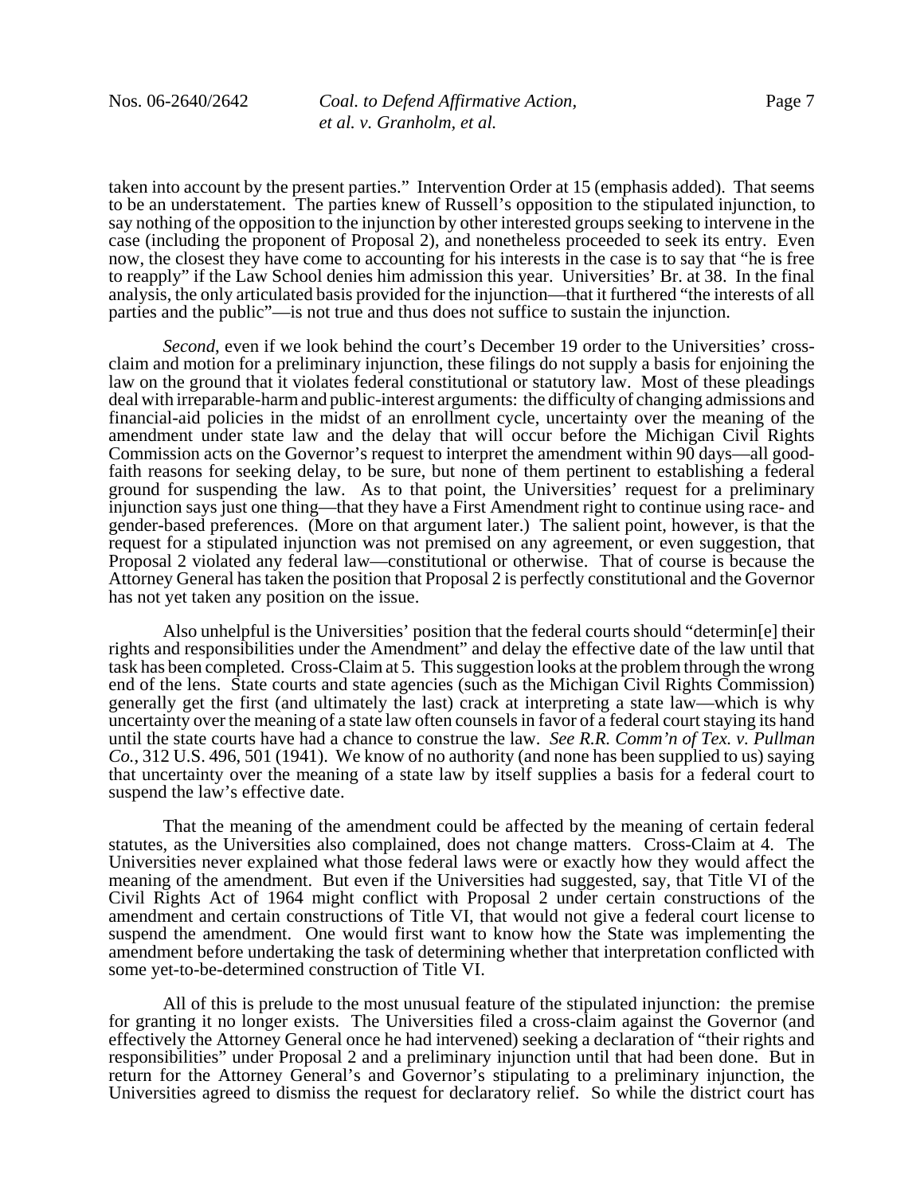taken into account by the present parties." Intervention Order at 15 (emphasis added). That seems to be an understatement. The parties knew of Russell's opposition to the stipulated injunction, to say nothing of the opposition to the injunction by other interested groups seeking to intervene in the case (including the proponent of Proposal 2), and nonetheless proceeded to seek its entry. Even now, the closest they have come to accounting for his interests in the case is to say that "he is free to reapply" if the Law School denies him admission this year. Universities' Br. at 38. In the final analysis, the only articulated basis provided for the injunction—that it furthered "the interests of all parties and the public"—is not true and thus does not suffice to sustain the injunction.

*Second*, even if we look behind the court's December 19 order to the Universities' cross-claim and motion for a preliminary injunction, these filings do not supply a basis for enjoining the law on the ground that it violates federal constitutional or statutory law. Most of these pleadings deal with irreparable-harm and public-interest arguments: the difficulty of changing admissions and financial-aid policies in the midst of an enrollment cycle, uncertainty over the meaning of the amendment under state law and the delay that will occur before the Michigan Civil Rights Commission acts on the Governor's request to interpret the amendment within 90 days—all good-faith reasons for seeking delay, to be sure, but none of them pertinent to establishing a federal ground for suspending the law. As to that point, the Universities' request for a preliminary injunction says just one thing—that they have a First Amendment right to continue using race- and gender-based preferences. (More on that argument later.) The salient point, however, is that the request for a stipulated injunction was not premised on any agreement, or even suggestion, that Proposal 2 violated any federal law—constitutional or otherwise. That of course is because the Attorney General has taken the position that Proposal 2 is perfectly constitutional and the Governor has not yet taken any position on the issue.

Also unhelpful is the Universities' position that the federal courts should "determin[e] their rights and responsibilities under the Amendment" and delay the effective date of the law until that task has been completed. Cross-Claim at 5. This suggestion looks at the problem through the wrong end of the lens. State courts and state agencies (such as the Michigan Civil Rights Commission) generally get the first (and ultimately the last) crack at interpreting a state law—which is why uncertainty over the meaning of a state law often counsels in favor of a federal court staying its hand until the state courts have had a chance to construe the law. *See R.R. Comm'n of Tex. v. Pullman Co.*, 312 U.S. 496, 501 (1941). We know of no authority (and none has been supplied to us) saying that uncertainty over the meaning of a state law by itself supplies a basis for a federal court to suspend the law's effective date.

That the meaning of the amendment could be affected by the meaning of certain federal statutes, as the Universities also complained, does not change matters. Cross-Claim at 4. The Universities never explained what those federal laws were or exactly how they would affect the meaning of the amendment. But even if the Universities had suggested, say, that Title VI of the Civil Rights Act of 1964 might conflict with Proposal 2 under certain constructions of the amendment and certain constructions of Title VI, that would not give a federal court license to suspend the amendment. One would first want to know how the State was implementing the amendment before undertaking the task of determining whether that interpretation conflicted with some yet-to-be-determined construction of Title VI.

All of this is prelude to the most unusual feature of the stipulated injunction: the premise for granting it no longer exists. The Universities filed a cross-claim against the Governor (and effectively the Attorney General once he had intervened) seeking a declaration of "their rights and responsibilities" under Proposal 2 and a preliminary injunction until that had been done. But in return for the Attorney General's and Governor's stipulating to a preliminary injunction, the Universities agreed to dismiss the request for declaratory relief. So while the district court has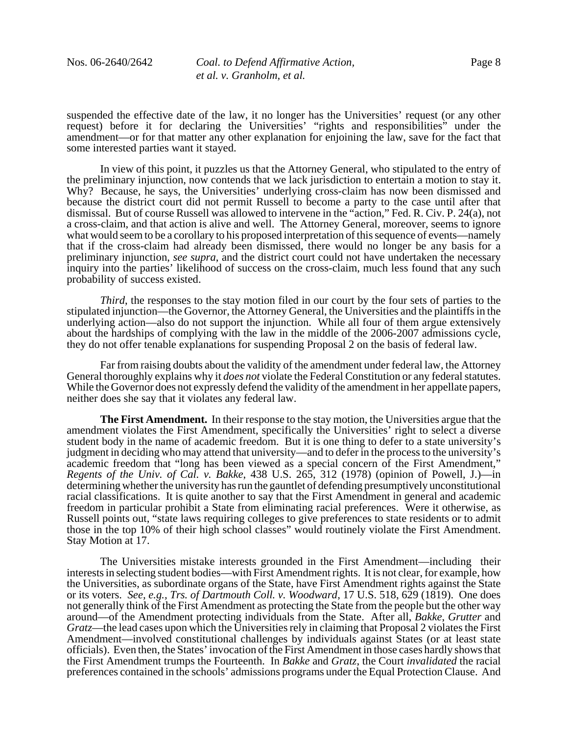suspended the effective date of the law, it no longer has the Universities' request (or any other request) before it for declaring the Universities' "rights and responsibilities" under the amendment—or for that matter any other explanation for enjoining the law, save for the fact that some interested parties want it stayed.

In view of this point, it puzzles us that the Attorney General, who stipulated to the entry of the preliminary injunction, now contends that we lack jurisdiction to entertain a motion to stay it. Why? Because, he says, the Universities' underlying cross-claim has now been dismissed and because the district court did not permit Russell to become a party to the case until after that dismissal. But of course Russell was allowed to intervene in the "action," Fed. R. Civ. P. 24(a), not a cross-claim, and that action is alive and well. The Attorney General, moreover, seems to ignore what would seem to be a corollary to his proposed interpretation of this sequence of events—namely that if the cross-claim had already been dismissed, there would no longer be any basis for a preliminary injunction, *see supra*, and the district court could not have undertaken the necessary inquiry into the parties' likelihood of success on the cross-claim, much less found that any such probability of success existed.

*Third*, the responses to the stay motion filed in our court by the four sets of parties to the stipulated injunction—the Governor, the Attorney General, the Universities and the plaintiffs in the underlying action—also do not support the injunction. While all four of them argue extensively about the hardships of complying with the law in the middle of the 2006-2007 admissions cycle, they do not offer tenable explanations for suspending Proposal 2 on the basis of federal law.

Far from raising doubts about the validity of the amendment under federal law, the Attorney General thoroughly explains why it *does not* violate the Federal Constitution or any federal statutes. While the Governor does not expressly defend the validity of the amendment in her appellate papers, neither does she say that it violates any federal law.

**The First Amendment.** In their response to the stay motion, the Universities argue that the amendment violates the First Amendment, specifically the Universities' right to select a diverse student body in the name of academic freedom. But it is one thing to defer to a state university's judgment in deciding who may attend that university—and to defer in the process to the university's academic freedom that "long has been viewed as a special concern of the First Amendment," *Regents of the Univ. of Cal. v. Bakke*, 438 U.S. 265, 312 (1978) (opinion of Powell, J.)—in determining whether the university has run the gauntlet of defending presumptively unconstitutional racial classifications. It is quite another to say that the First Amendment in general and academic freedom in particular prohibit a State from eliminating racial preferences. Were it otherwise, as Russell points out, "state laws requiring colleges to give preferences to state residents or to admit those in the top 10% of their high school classes" would routinely violate the First Amendment. Stay Motion at 17.

The Universities mistake interests grounded in the First Amendment—including their interests in selecting student bodies—with First Amendment rights. It is not clear, for example, how the Universities, as subordinate organs of the State, have First Amendment rights against the State or its voters. *See, e.g., Trs. of Dartmouth Coll. v. Woodward*, 17 U.S. 518, 629 (1819). One does not generally think of the First Amendment as protecting the State from the people but the other way around—of the Amendment protecting individuals from the State. After all, *Bakke*, *Grutter* and *Gratz*—the lead cases upon which the Universities rely in claiming that Proposal 2 violates the First Amendment—involved constitutional challenges by individuals against States (or at least state officials). Even then, the States' invocation of the First Amendment in those cases hardly shows that the First Amendment trumps the Fourteenth. In *Bakke* and *Gratz*, the Court *invalidated* the racial preferences contained in the schools' admissions programs under the Equal Protection Clause. And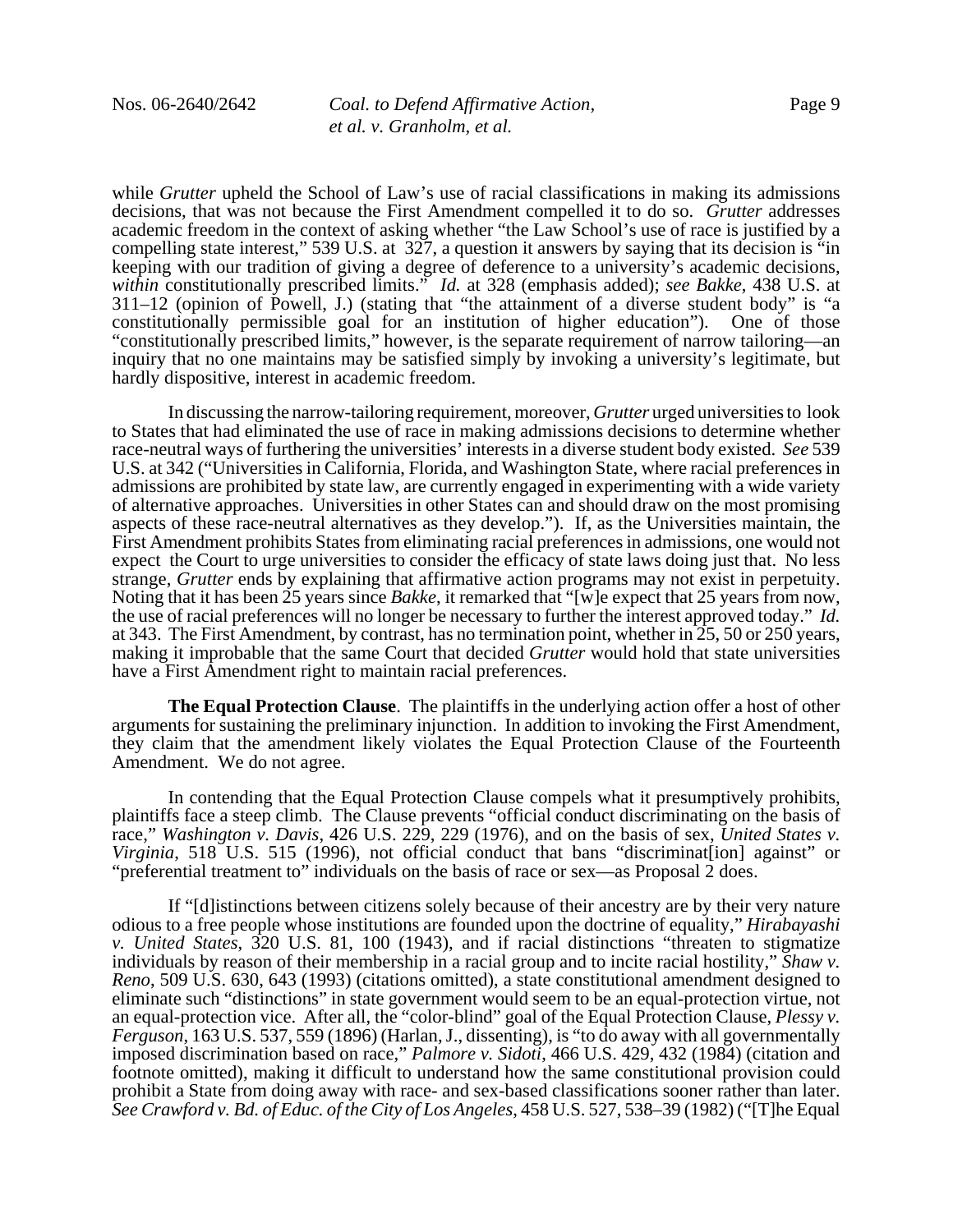while *Grutter* upheld the School of Law's use of racial classifications in making its admissions decisions, that was not because the First Amendment compelled it to do so. *Grutter* addresses academic freedom in the context of asking whether "the Law School's use of race is justified by a compelling state interest," 539 U.S. at 327, a question it answers by saying that its decision is "in keeping with our tradition of giving a degree of deference to a university's academic decisions, *within* constitutionally prescribed limits." *Id.* at 328 (emphasis added); *see Bakke*, 438 U.S. at 311–12 (opinion of Powell, J.) (stating that "the attainment of a diverse student body" is "a constitutionally permissible goal for an institution of higher education"). One of those "constitutionally prescribed limits," however, is the separate requirement of narrow tailoring—an inquiry that no one maintains may be satisfied simply by invoking a university's legitimate, but hardly dispositive, interest in academic freedom.

In discussing the narrow-tailoring requirement, moreover, *Grutter* urged universities to look to States that had eliminated the use of race in making admissions decisions to determine whether race-neutral ways of furthering the universities' interests in a diverse student body existed. *See* 539 U.S. at 342 ("Universities in California, Florida, and Washington State, where racial preferences in admissions are prohibited by state law, are currently engaged in experimenting with a wide variety of alternative approaches. Universities in other States can and should draw on the most promising aspects of these race-neutral alternatives as they develop."). If, as the Universities maintain, the First Amendment prohibits States from eliminating racial preferences in admissions, one would not expect the Court to urge universities to consider the efficacy of state laws doing just that. No less strange, *Grutter* ends by explaining that affirmative action programs may not exist in perpetuity. Noting that it has been 25 years since *Bakke*, it remarked that "[w]e expect that 25 years from now, the use of racial preferences will no longer be necessary to further the interest approved today." *Id.* at 343. The First Amendment, by contrast, has no termination point, whether in 25, 50 or 250 years, making it improbable that the same Court that decided *Grutter* would hold that state universities have a First Amendment right to maintain racial preferences.

**The Equal Protection Clause**. The plaintiffs in the underlying action offer a host of other arguments for sustaining the preliminary injunction. In addition to invoking the First Amendment, they claim that the amendment likely violates the Equal Protection Clause of the Fourteenth Amendment. We do not agree.

In contending that the Equal Protection Clause compels what it presumptively prohibits, plaintiffs face a steep climb. The Clause prevents "official conduct discriminating on the basis of race," *Washington v. Davis*, 426 U.S. 229, 229 (1976), and on the basis of sex, *United States v. Virginia*, 518 U.S. 515 (1996), not official conduct that bans "discriminat[ion] against" or "preferential treatment to" individuals on the basis of race or sex—as Proposal 2 does.

If "[d]istinctions between citizens solely because of their ancestry are by their very nature odious to a free people whose institutions are founded upon the doctrine of equality," *Hirabayashi v. United States*, 320 U.S. 81, 100 (1943), and if racial distinctions "threaten to stigmatize individuals by reason of their membership in a racial group and to incite racial hostility," *Shaw v. Reno*, 509 U.S. 630, 643 (1993) (citations omitted), a state constitutional amendment designed to eliminate such "distinctions" in state government would seem to be an equal-protection virtue, not an equal-protection vice. After all, the "color-blind" goal of the Equal Protection Clause, *Plessy v. Ferguson*, 163 U.S. 537, 559 (1896) (Harlan, J., dissenting), is "to do away with all governmentally imposed discrimination based on race," *Palmore v. Sidoti*, 466 U.S. 429, 432 (1984) (citation and footnote omitted), making it difficult to understand how the same constitutional provision could prohibit a State from doing away with race- and sex-based classifications sooner rather than later. *See Crawford v. Bd. of Educ. of the City of Los Angeles*, 458 U.S. 527, 538–39 (1982) ("[T]he Equal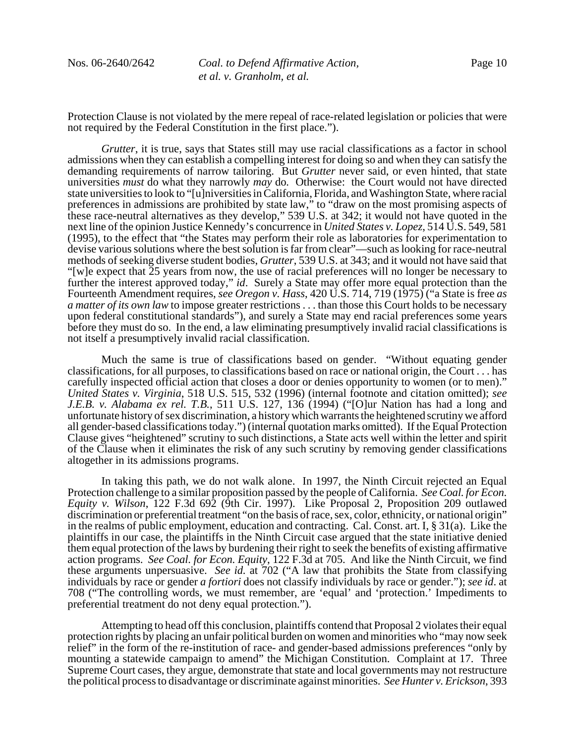Protection Clause is not violated by the mere repeal of race-related legislation or policies that were not required by the Federal Constitution in the first place.").

*Grutter*, it is true, says that States still may use racial classifications as a factor in school admissions when they can establish a compelling interest for doing so and when they can satisfy the demanding requirements of narrow tailoring. But *Grutter* never said, or even hinted, that state universities *must* do what they narrowly *may* do. Otherwise: the Court would not have directed state universities to look to "[u]niversities in California, Florida, and Washington State, where racial preferences in admissions are prohibited by state law," to "draw on the most promising aspects of these race-neutral alternatives as they develop," 539 U.S. at 342; it would not have quoted in the next line of the opinion Justice Kennedy's concurrence in *United States v. Lopez*, 514 U.S. 549, 581 (1995), to the effect that "the States may perform their role as laboratories for experimentation to devise various solutions where the best solution is far from clear"—such as looking for race-neutral methods of seeking diverse student bodies, *Grutter*, 539 U.S. at 343; and it would not have said that "[w]e expect that 25 years from now, the use of racial preferences will no longer be necessary to further the interest approved today," *id*. Surely a State may offer more equal protection than the Fourteenth Amendment requires, *see Oregon v. Hass*, 420 U.S. 714, 719 (1975) ("a State is free *as a matter of its own law* to impose greater restrictions . . . than those this Court holds to be necessary upon federal constitutional standards"), and surely a State may end racial preferences some years before they must do so. In the end, a law eliminating presumptively invalid racial classifications is not itself a presumptively invalid racial classification.

Much the same is true of classifications based on gender. "Without equating gender classifications, for all purposes, to classifications based on race or national origin, the Court . . . has carefully inspected official action that closes a door or denies opportunity to women (or to men)." *United States v. Virginia*, 518 U.S. 515, 532 (1996) (internal footnote and citation omitted); *see J.E.B. v. Alabama ex rel. T.B.*, 511 U.S. 127, 136 (1994) ("[O]ur Nation has had a long and unfortunate history of sex discrimination, a history which warrants the heightened scrutiny we afford all gender-based classifications today.") (internal quotation marks omitted). If the Equal Protection Clause gives "heightened" scrutiny to such distinctions, a State acts well within the letter and spirit of the Clause when it eliminates the risk of any such scrutiny by removing gender classifications altogether in its admissions programs.

In taking this path, we do not walk alone. In 1997, the Ninth Circuit rejected an Equal Protection challenge to a similar proposition passed by the people of California. *See Coal. for Econ. Equity v. Wilson*, 122 F.3d 692 (9th Cir. 1997). Like Proposal 2, Proposition 209 outlawed discrimination or preferential treatment "on the basis of race, sex, color, ethnicity, or national origin" in the realms of public employment, education and contracting. Cal. Const. art. I, § 31(a). Like the plaintiffs in our case, the plaintiffs in the Ninth Circuit case argued that the state initiative denied them equal protection of the laws by burdening their right to seek the benefits of existing affirmative action programs. *See Coal. for Econ. Equity*, 122 F.3d at 705. And like the Ninth Circuit, we find these arguments unpersuasive. *See id.* at 702 ("A law that prohibits the State from classifying individuals by race or gender *a fortiori* does not classify individuals by race or gender."); *see id*. at 708 ("The controlling words, we must remember, are 'equal' and 'protection.' Impediments to preferential treatment do not deny equal protection.").

Attempting to head off this conclusion, plaintiffs contend that Proposal 2 violates their equal protection rights by placing an unfair political burden on women and minorities who "may now seek relief" in the form of the re-institution of race- and gender-based admissions preferences "only by mounting a statewide campaign to amend" the Michigan Constitution. Complaint at 17. Three Supreme Court cases, they argue, demonstrate that state and local governments may not restructure the political process to disadvantage or discriminate against minorities. *See Hunter v. Erickson*, 393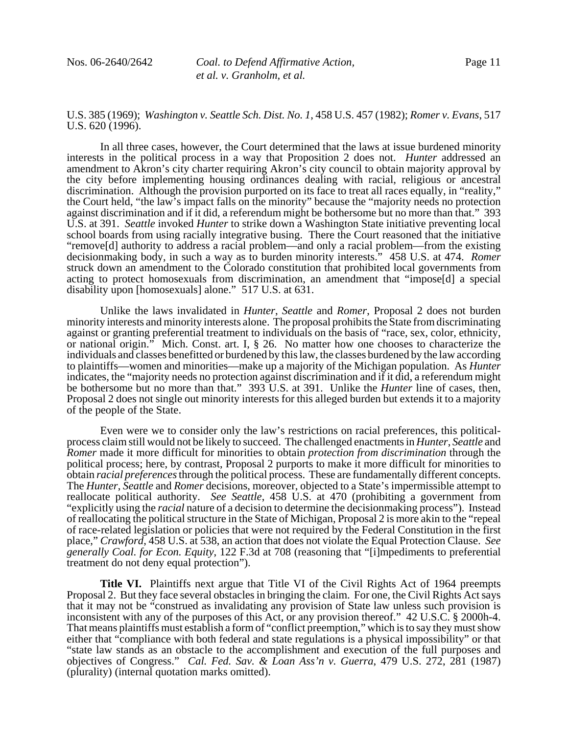U.S. 385 (1969); *Washington v. Seattle Sch. Dist. No. 1*, 458 U.S. 457 (1982); *Romer v. Evans*, 517 U.S. 620 (1996).

In all three cases, however, the Court determined that the laws at issue burdened minority interests in the political process in a way that Proposition 2 does not. *Hunter* addressed an amendment to Akron's city charter requiring Akron's city council to obtain majority approval by the city before implementing housing ordinances dealing with racial, religious or ancestral discrimination. Although the provision purported on its face to treat all races equally, in "reality," the Court held, "the law's impact falls on the minority" because the "majority needs no protection against discrimination and if it did, a referendum might be bothersome but no more than that." 393 U.S. at 391. *Seattle* invoked *Hunter* to strike down a Washington State initiative preventing local school boards from using racially integrative busing. There the Court reasoned that the initiative "remove[d] authority to address a racial problem—and only a racial problem—from the existing decisionmaking body, in such a way as to burden minority interests." 458 U.S. at 474. *Romer* struck down an amendment to the Colorado constitution that prohibited local governments from acting to protect homosexuals from discrimination, an amendment that "impose[d] a special disability upon [homosexuals] alone." 517 U.S. at 631.

Unlike the laws invalidated in *Hunter*, *Seattle* and *Romer*, Proposal 2 does not burden minority interests and minority interests alone. The proposal prohibits the State from discriminating against or granting preferential treatment to individuals on the basis of "race, sex, color, ethnicity, or national origin." Mich. Const. art. I, § 26. No matter how one chooses to characterize the individuals and classes benefitted or burdened by this law, the classes burdened by the law according to plaintiffs—women and minorities—make up a majority of the Michigan population. As *Hunter* indicates, the "majority needs no protection against discrimination and if it did, a referendum might be bothersome but no more than that." 393 U.S. at 391. Unlike the *Hunter* line of cases, then, Proposal 2 does not single out minority interests for this alleged burden but extends it to a majority of the people of the State.

Even were we to consider only the law's restrictions on racial preferences, this political-process claim still would not be likely to succeed. The challenged enactments in *Hunter*, *Seattle* and *Romer* made it more difficult for minorities to obtain *protection from discrimination* through the political process; here, by contrast, Proposal 2 purports to make it more difficult for minorities to obtain *racial preferences* through the political process. These are fundamentally different concepts. The *Hunter*, *Seattle* and *Romer* decisions, moreover, objected to a State's impermissible attempt to reallocate political authority. *See Seattle*, 458 U.S. at 470 (prohibiting a government from "explicitly using the *racial* nature of a decision to determine the decisionmaking process"). Instead of reallocating the political structure in the State of Michigan, Proposal 2 is more akin to the "repeal of race-related legislation or policies that were not required by the Federal Constitution in the first place," *Crawford*, 458 U.S. at 538, an action that does not violate the Equal Protection Clause. *See generally Coal. for Econ. Equity*, 122 F.3d at 708 (reasoning that "[i]mpediments to preferential treatment do not deny equal protection").

**Title VI.** Plaintiffs next argue that Title VI of the Civil Rights Act of 1964 preempts Proposal 2. But they face several obstacles in bringing the claim. For one, the Civil Rights Act says that it may not be "construed as invalidating any provision of State law unless such provision is inconsistent with any of the purposes of this Act, or any provision thereof." 42 U.S.C. § 2000h-4. That means plaintiffs must establish a form of "conflict preemption," which is to say they must show either that "compliance with both federal and state regulations is a physical impossibility" or that "state law stands as an obstacle to the accomplishment and execution of the full purposes and objectives of Congress." *Cal. Fed. Sav. & Loan Ass'n v. Guerra*, 479 U.S. 272, 281 (1987) (plurality) (internal quotation marks omitted).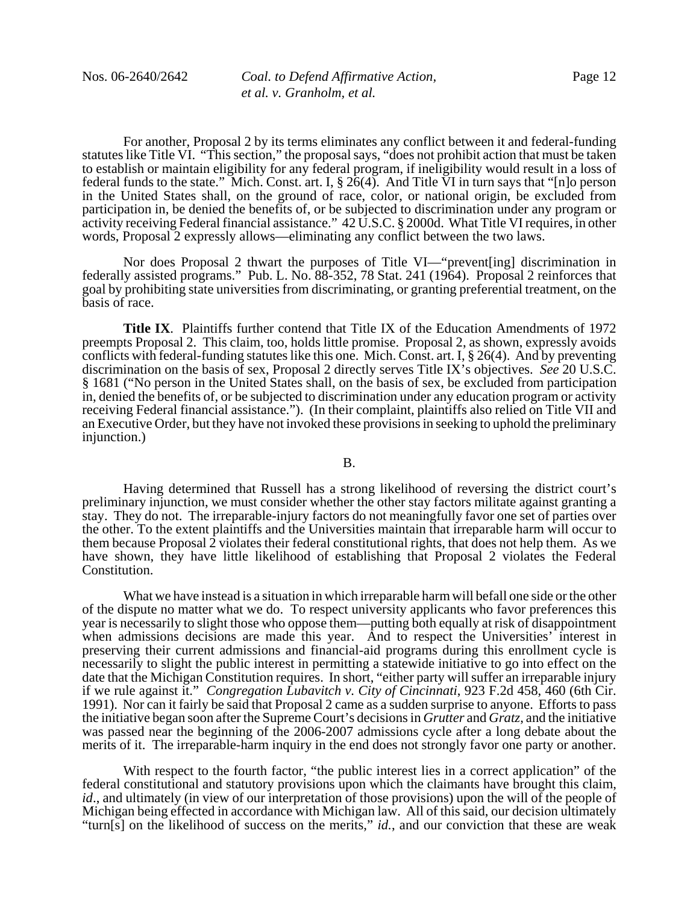For another, Proposal 2 by its terms eliminates any conflict between it and federal-funding statutes like Title VI. "This section," the proposal says, "does not prohibit action that must be taken to establish or maintain eligibility for any federal program, if ineligibility would result in a loss of federal funds to the state." Mich. Const. art. I, § 26(4). And Title VI in turn says that "[n]o person in the United States shall, on the ground of race, color, or national origin, be excluded from participation in, be denied the benefits of, or be subjected to discrimination under any program or activity receiving Federal financial assistance." 42 U.S.C. § 2000d. What Title VI requires, in other words, Proposal 2 expressly allows—eliminating any conflict between the two laws.

Nor does Proposal 2 thwart the purposes of Title VI—"prevent[ing] discrimination in federally assisted programs." Pub. L. No. 88-352, 78 Stat. 241 (1964). Proposal 2 reinforces that goal by prohibiting state universities from discriminating, or granting preferential treatment, on the basis of race.

**Title IX**. Plaintiffs further contend that Title IX of the Education Amendments of 1972 preempts Proposal 2. This claim, too, holds little promise. Proposal 2, as shown, expressly avoids conflicts with federal-funding statutes like this one. Mich. Const. art. I, § 26(4). And by preventing discrimination on the basis of sex, Proposal 2 directly serves Title IX's objectives. *See* 20 U.S.C. § 1681 ("No person in the United States shall, on the basis of sex, be excluded from participation in, denied the benefits of, or be subjected to discrimination under any education program or activity receiving Federal financial assistance."). (In their complaint, plaintiffs also relied on Title VII and an Executive Order, but they have not invoked these provisions in seeking to uphold the preliminary injunction.)

B.

Having determined that Russell has a strong likelihood of reversing the district court's preliminary injunction, we must consider whether the other stay factors militate against granting a stay. They do not. The irreparable-injury factors do not meaningfully favor one set of parties over the other. To the extent plaintiffs and the Universities maintain that irreparable harm will occur to them because Proposal 2 violates their federal constitutional rights, that does not help them. As we have shown, they have little likelihood of establishing that Proposal 2 violates the Federal Constitution.

What we have instead is a situation in which irreparable harm will befall one side or the other of the dispute no matter what we do. To respect university applicants who favor preferences this year is necessarily to slight those who oppose them—putting both equally at risk of disappointment when admissions decisions are made this year. And to respect the Universities' interest in preserving their current admissions and financial-aid programs during this enrollment cycle is necessarily to slight the public interest in permitting a statewide initiative to go into effect on the date that the Michigan Constitution requires. In short, "either party will suffer an irreparable injury if we rule against it." *Congregation Lubavitch v. City of Cincinnati*, 923 F.2d 458, 460 (6th Cir. 1991). Nor can it fairly be said that Proposal 2 came as a sudden surprise to anyone. Efforts to pass the initiative began soon after the Supreme Court's decisions in *Grutter* and *Gratz*, and the initiative was passed near the beginning of the 2006-2007 admissions cycle after a long debate about the merits of it. The irreparable-harm inquiry in the end does not strongly favor one party or another.

With respect to the fourth factor, "the public interest lies in a correct application" of the federal constitutional and statutory provisions upon which the claimants have brought this claim, *id*., and ultimately (in view of our interpretation of those provisions) upon the will of the people of Michigan being effected in accordance with Michigan law. All of this said, our decision ultimately "turn[s] on the likelihood of success on the merits," *id.*, and our conviction that these are weak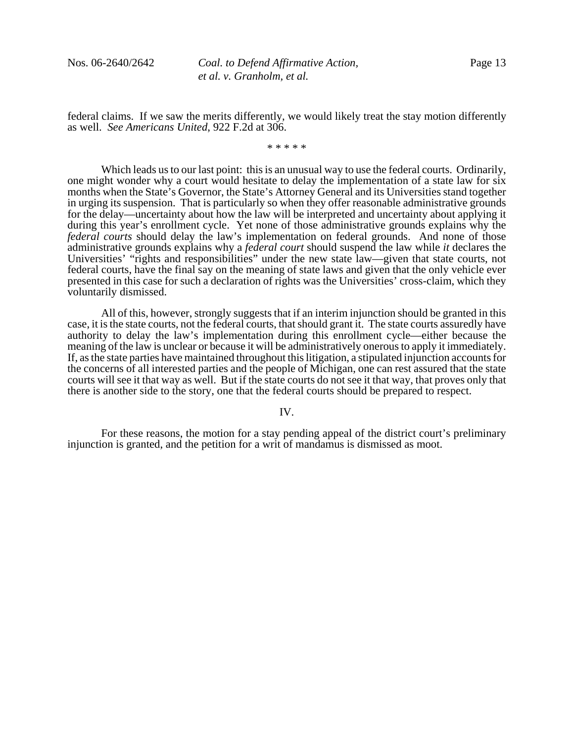federal claims. If we saw the merits differently, we would likely treat the stay motion differently as well. *See Americans United*, 922 F.2d at 306.

\* \* \* \* \*

Which leads us to our last point: this is an unusual way to use the federal courts. Ordinarily, one might wonder why a court would hesitate to delay the implementation of a state law for six months when the State's Governor, the State's Attorney General and its Universities stand together in urging its suspension. That is particularly so when they offer reasonable administrative grounds for the delay—uncertainty about how the law will be interpreted and uncertainty about applying it during this year's enrollment cycle. Yet none of those administrative grounds explains why the *federal courts* should delay the law's implementation on federal grounds. And none of those administrative grounds explains why a *federal court* should suspend the law while *it* declares the Universities' "rights and responsibilities" under the new state law—given that state courts, not federal courts, have the final say on the meaning of state laws and given that the only vehicle ever presented in this case for such a declaration of rights was the Universities' cross-claim, which they voluntarily dismissed.

All of this, however, strongly suggests that if an interim injunction should be granted in this case, it is the state courts, not the federal courts, that should grant it. The state courts assuredly have authority to delay the law's implementation during this enrollment cycle—either because the meaning of the law is unclear or because it will be administratively onerous to apply it immediately. If, as the state parties have maintained throughout this litigation, a stipulated injunction accounts for the concerns of all interested parties and the people of Michigan, one can rest assured that the state courts will see it that way as well. But if the state courts do not see it that way, that proves only that there is another side to the story, one that the federal courts should be prepared to respect.

## IV.

For these reasons, the motion for a stay pending appeal of the district court's preliminary injunction is granted, and the petition for a writ of mandamus is dismissed as moot.